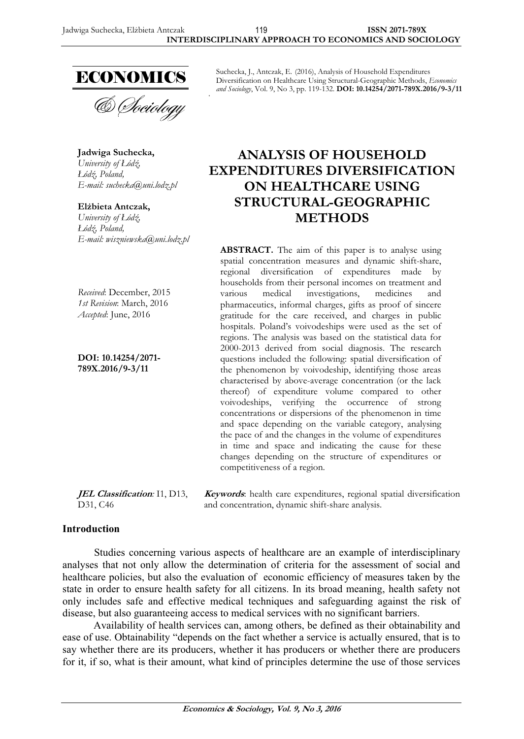Suchecka, J., Antczak, E. (2016), Analysis of Household Expenditures Diversification on Healthcare Using Structural-Geographic Methods, *Economics and Sociology*, Vol. 9, No 3, pp. 119-132. **DOI: 10.14254/2071-789X.2016/9-3/11**

**Jadwiga Suchecka,**
*University of Łódź,*
*Łódź, Poland,*
*E-mail: suchecka@uni.lodz.pl*

**Elżbieta Antczak,**
*University of Łódź,*
*Łódź, Poland,*
*E-mail: wiszniewska@uni.lodz.pl*

*Received*: December, 2015
*1st Revision*: March, 2016
*Accepted*: June, 2016

**DOI: 10.14254/2071-789X.2016/9-3/11**

# ANALYSIS OF HOUSEHOLD EXPENDITURES DIVERSIFICATION ON HEALTHCARE USING STRUCTURAL-GEOGRAPHIC METHODS

**ABSTRACT.** The aim of this paper is to analyse using spatial concentration measures and dynamic shift-share, regional diversification of expenditures made by households from their personal incomes on treatment and various medical investigations, medicines and pharmaceutics, informal charges, gifts as proof of sincere gratitude for the care received, and charges in public hospitals. Poland's voivodeships were used as the set of regions. The analysis was based on the statistical data for 2000-2013 derived from social diagnosis. The research questions included the following: spatial diversification of the phenomenon by voivodeship, identifying those areas characterised by above-average concentration (or the lack thereof) of expenditure volume compared to other voivodeships, verifying the occurrence of strong concentrations or dispersions of the phenomenon in time and space depending on the variable category, analysing the pace of and the changes in the volume of expenditures in time and space and indicating the cause for these changes depending on the structure of expenditures or competitiveness of a region.

***JEL Classification*:** I1, D13, D31, C46

***Keywords*:** health care expenditures, regional spatial diversification and concentration, dynamic shift-share analysis.

## Introduction

Studies concerning various aspects of healthcare are an example of interdisciplinary analyses that not only allow the determination of criteria for the assessment of social and healthcare policies, but also the evaluation of economic efficiency of measures taken by the state in order to ensure health safety for all citizens. In its broad meaning, health safety not only includes safe and effective medical techniques and safeguarding against the risk of disease, but also guaranteeing access to medical services with no significant barriers.

Availability of health services can, among others, be defined as their obtainability and ease of use. Obtainability "depends on the fact whether a service is actually ensured, that is to say whether there are its producers, whether it has producers or whether there are producers for it, if so, what is their amount, what kind of principles determine the use of those services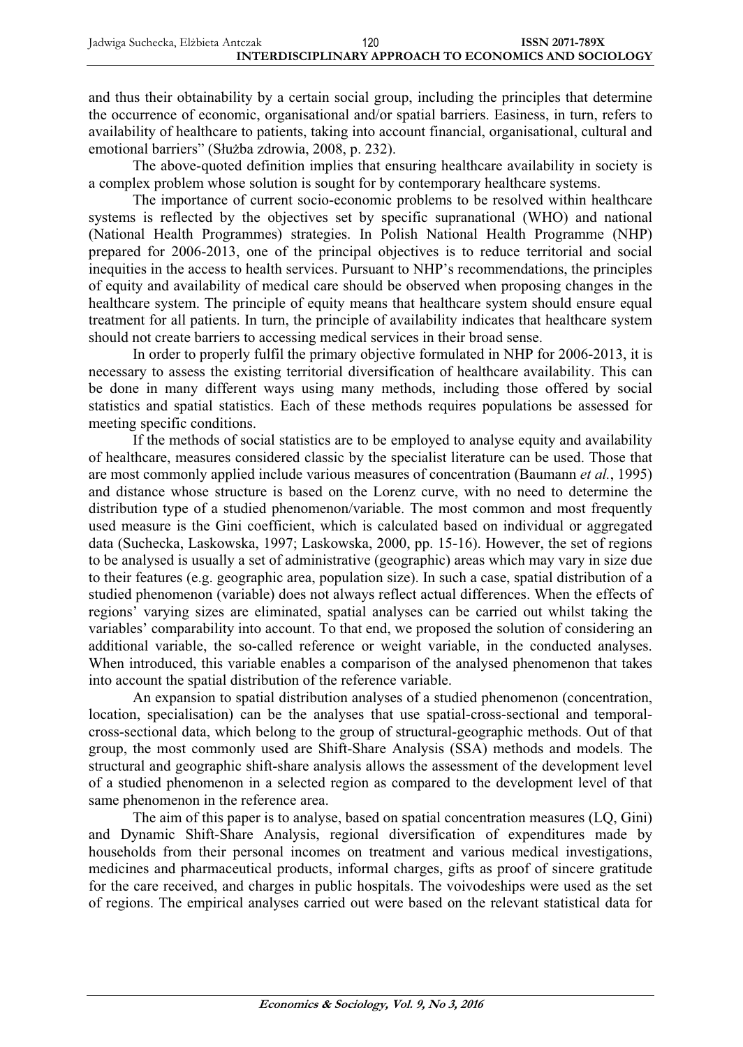and thus their obtainability by a certain social group, including the principles that determine the occurrence of economic, organisational and/or spatial barriers. Easiness, in turn, refers to availability of healthcare to patients, taking into account financial, organisational, cultural and emotional barriers" (Służba zdrowia, 2008, p. 232).

The above-quoted definition implies that ensuring healthcare availability in society is a complex problem whose solution is sought for by contemporary healthcare systems.

The importance of current socio-economic problems to be resolved within healthcare systems is reflected by the objectives set by specific supranational (WHO) and national (National Health Programmes) strategies. In Polish National Health Programme (NHP) prepared for 2006-2013, one of the principal objectives is to reduce territorial and social inequities in the access to health services. Pursuant to NHP's recommendations, the principles of equity and availability of medical care should be observed when proposing changes in the healthcare system. The principle of equity means that healthcare system should ensure equal treatment for all patients. In turn, the principle of availability indicates that healthcare system should not create barriers to accessing medical services in their broad sense.

In order to properly fulfil the primary objective formulated in NHP for 2006-2013, it is necessary to assess the existing territorial diversification of healthcare availability. This can be done in many different ways using many methods, including those offered by social statistics and spatial statistics. Each of these methods requires populations be assessed for meeting specific conditions.

If the methods of social statistics are to be employed to analyse equity and availability of healthcare, measures considered classic by the specialist literature can be used. Those that are most commonly applied include various measures of concentration (Baumann *et al.*, 1995) and distance whose structure is based on the Lorenz curve, with no need to determine the distribution type of a studied phenomenon/variable. The most common and most frequently used measure is the Gini coefficient, which is calculated based on individual or aggregated data (Suchecka, Laskowska, 1997; Laskowska, 2000, pp. 15-16). However, the set of regions to be analysed is usually a set of administrative (geographic) areas which may vary in size due to their features (e.g. geographic area, population size). In such a case, spatial distribution of a studied phenomenon (variable) does not always reflect actual differences. When the effects of regions' varying sizes are eliminated, spatial analyses can be carried out whilst taking the variables' comparability into account. To that end, we proposed the solution of considering an additional variable, the so-called reference or weight variable, in the conducted analyses. When introduced, this variable enables a comparison of the analysed phenomenon that takes into account the spatial distribution of the reference variable.

An expansion to spatial distribution analyses of a studied phenomenon (concentration, location, specialisation) can be the analyses that use spatial-cross-sectional and temporal-cross-sectional data, which belong to the group of structural-geographic methods. Out of that group, the most commonly used are Shift-Share Analysis (SSA) methods and models. The structural and geographic shift-share analysis allows the assessment of the development level of a studied phenomenon in a selected region as compared to the development level of that same phenomenon in the reference area.

The aim of this paper is to analyse, based on spatial concentration measures (LQ, Gini) and Dynamic Shift-Share Analysis, regional diversification of expenditures made by households from their personal incomes on treatment and various medical investigations, medicines and pharmaceutical products, informal charges, gifts as proof of sincere gratitude for the care received, and charges in public hospitals. The voivodeships were used as the set of regions. The empirical analyses carried out were based on the relevant statistical data for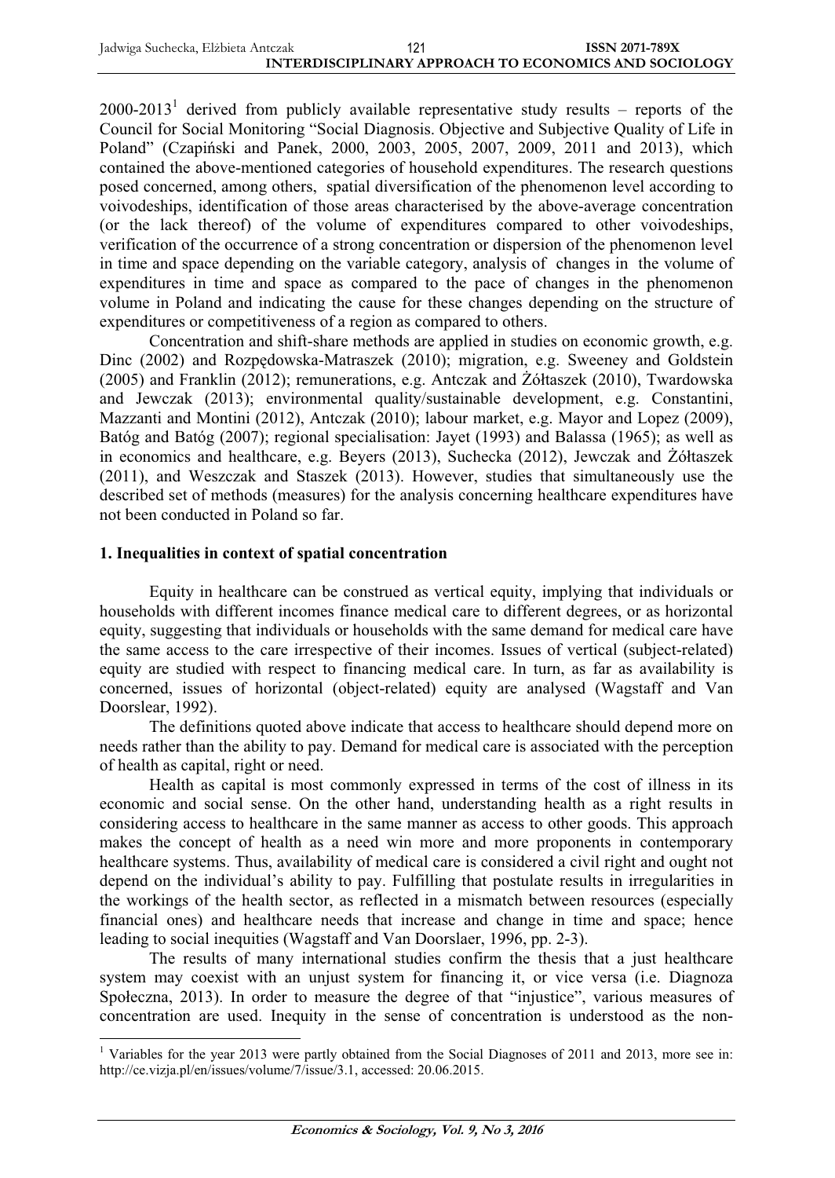2000-2013[1] derived from publicly available representative study results – reports of the Council for Social Monitoring "Social Diagnosis. Objective and Subjective Quality of Life in Poland" (Czapiński and Panek, 2000, 2003, 2005, 2007, 2009, 2011 and 2013), which contained the above-mentioned categories of household expenditures. The research questions posed concerned, among others, spatial diversification of the phenomenon level according to voivodeships, identification of those areas characterised by the above-average concentration (or the lack thereof) of the volume of expenditures compared to other voivodeships, verification of the occurrence of a strong concentration or dispersion of the phenomenon level in time and space depending on the variable category, analysis of changes in the volume of expenditures in time and space as compared to the pace of changes in the phenomenon volume in Poland and indicating the cause for these changes depending on the structure of expenditures or competitiveness of a region as compared to others.

Concentration and shift-share methods are applied in studies on economic growth, e.g. Dinc (2002) and Rozpędowska-Matraszek (2010); migration, e.g. Sweeney and Goldstein (2005) and Franklin (2012); remunerations, e.g. Antczak and Żółtaszek (2010), Twardowska and Jewczak (2013); environmental quality/sustainable development, e.g. Constantini, Mazzanti and Montini (2012), Antczak (2010); labour market, e.g. Mayor and Lopez (2009), Batóg and Batóg (2007); regional specialisation: Jayet (1993) and Balassa (1965); as well as in economics and healthcare, e.g. Beyers (2013), Suchecka (2012), Jewczak and Żółtaszek (2011), and Weszczak and Staszek (2013). However, studies that simultaneously use the described set of methods (measures) for the analysis concerning healthcare expenditures have not been conducted in Poland so far.

## 1. Inequalities in context of spatial concentration

Equity in healthcare can be construed as vertical equity, implying that individuals or households with different incomes finance medical care to different degrees, or as horizontal equity, suggesting that individuals or households with the same demand for medical care have the same access to the care irrespective of their incomes. Issues of vertical (subject-related) equity are studied with respect to financing medical care. In turn, as far as availability is concerned, issues of horizontal (object-related) equity are analysed (Wagstaff and Van Doorslear, 1992).

The definitions quoted above indicate that access to healthcare should depend more on needs rather than the ability to pay. Demand for medical care is associated with the perception of health as capital, right or need.

Health as capital is most commonly expressed in terms of the cost of illness in its economic and social sense. On the other hand, understanding health as a right results in considering access to healthcare in the same manner as access to other goods. This approach makes the concept of health as a need win more and more proponents in contemporary healthcare systems. Thus, availability of medical care is considered a civil right and ought not depend on the individual's ability to pay. Fulfilling that postulate results in irregularities in the workings of the health sector, as reflected in a mismatch between resources (especially financial ones) and healthcare needs that increase and change in time and space; hence leading to social inequities (Wagstaff and Van Doorslaer, 1996, pp. 2-3).

The results of many international studies confirm the thesis that a just healthcare system may coexist with an unjust system for financing it, or vice versa (i.e. Diagnoza Społeczna, 2013). In order to measure the degree of that "injustice", various measures of concentration are used. Inequity in the sense of concentration is understood as the non-

[1] Variables for the year 2013 were partly obtained from the Social Diagnoses of 2011 and 2013, more see in: http://ce.vizja.pl/en/issues/volume/7/issue/3.1, accessed: 20.06.2015.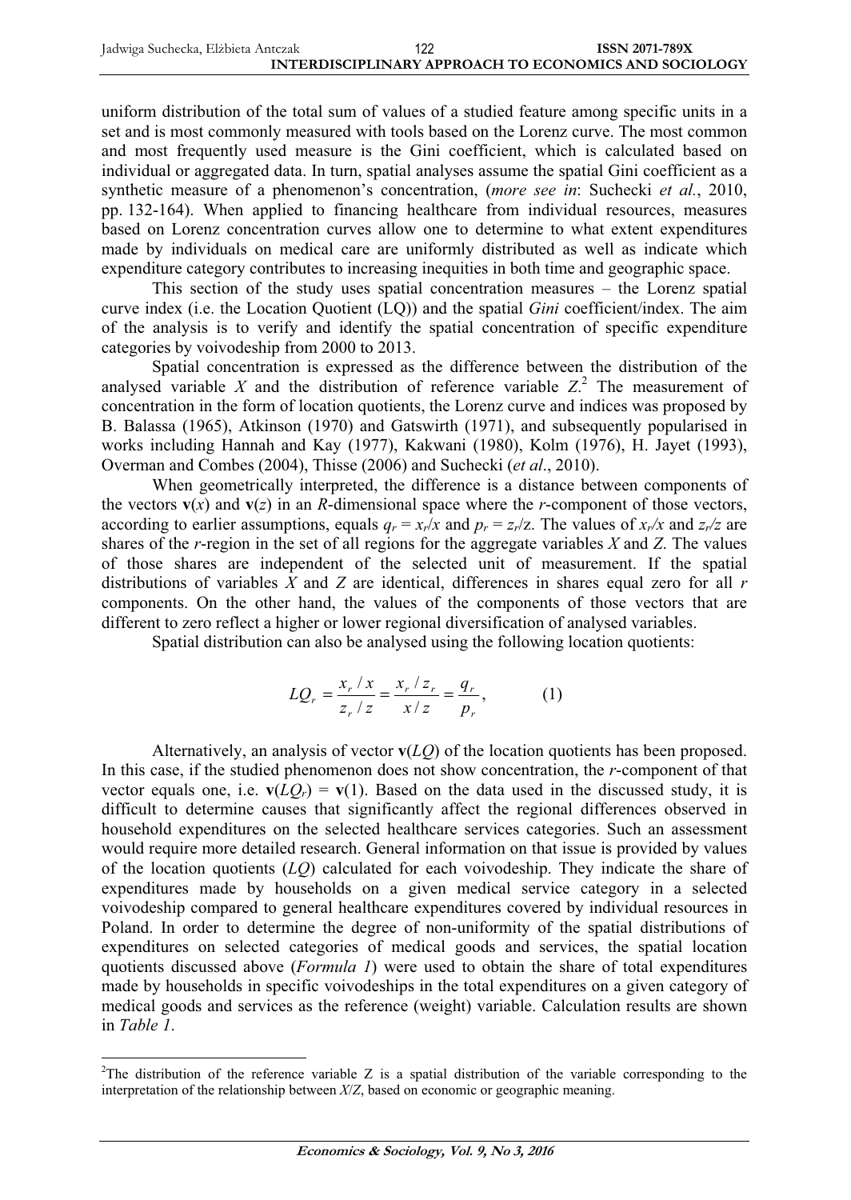uniform distribution of the total sum of values of a studied feature among specific units in a set and is most commonly measured with tools based on the Lorenz curve. The most common and most frequently used measure is the Gini coefficient, which is calculated based on individual or aggregated data. In turn, spatial analyses assume the spatial Gini coefficient as a synthetic measure of a phenomenon's concentration, (*more see in*: Suchecki *et al.*, 2010, pp. 132-164). When applied to financing healthcare from individual resources, measures based on Lorenz concentration curves allow one to determine to what extent expenditures made by individuals on medical care are uniformly distributed as well as indicate which expenditure category contributes to increasing inequities in both time and geographic space.

This section of the study uses spatial concentration measures – the Lorenz spatial curve index (i.e. the Location Quotient (LQ)) and the spatial *Gini* coefficient/index. The aim of the analysis is to verify and identify the spatial concentration of specific expenditure categories by voivodeship from 2000 to 2013.

Spatial concentration is expressed as the difference between the distribution of the analysed variable $X$ and the distribution of reference variable $Z$.[2] The measurement of concentration in the form of location quotients, the Lorenz curve and indices was proposed by B. Balassa (1965), Atkinson (1970) and Gatswirth (1971), and subsequently popularised in works including Hannah and Kay (1977), Kakwani (1980), Kolm (1976), H. Jayet (1993), Overman and Combes (2004), Thisse (2006) and Suchecki (*et al*., 2010).

When geometrically interpreted, the difference is a distance between components of the vectors $\mathbf{v}(x)$ and $\mathbf{v}(z)$ in an $R$-dimensional space where the $r$-component of those vectors, according to earlier assumptions, equals $q_r = x_r/x$ and $p_r = z_r/z$. The values of $x_r/x$ and $z_r/z$ are shares of the $r$-region in the set of all regions for the aggregate variables $X$ and $Z$. The values of those shares are independent of the selected unit of measurement. If the spatial distributions of variables $X$ and $Z$ are identical, differences in shares equal zero for all $r$ components. On the other hand, the values of the components of those vectors that are different to zero reflect a higher or lower regional diversification of analysed variables.

Spatial distribution can also be analysed using the following location quotients:

$$LQ_r = \frac{x_r / x}{z_r / z} = \frac{x_r / z_r}{x / z} = \frac{q_r}{p_r}, \qquad (1)$$

Alternatively, an analysis of vector $\mathbf{v}(LQ)$ of the location quotients has been proposed. In this case, if the studied phenomenon does not show concentration, the $r$-component of that vector equals one, i.e. $\mathbf{v}(LQ_r) = \mathbf{v}(1)$. Based on the data used in the discussed study, it is difficult to determine causes that significantly affect the regional differences observed in household expenditures on the selected healthcare services categories. Such an assessment would require more detailed research. General information on that issue is provided by values of the location quotients ($LQ$) calculated for each voivodeship. They indicate the share of expenditures made by households on a given medical service category in a selected voivodeship compared to general healthcare expenditures covered by individual resources in Poland. In order to determine the degree of non-uniformity of the spatial distributions of expenditures on selected categories of medical goods and services, the spatial location quotients discussed above (*Formula 1*) were used to obtain the share of total expenditures made by households in specific voivodeships in the total expenditures on a given category of medical goods and services as the reference (weight) variable. Calculation results are shown in *Table 1*.

[2] The distribution of the reference variable Z is a spatial distribution of the variable corresponding to the interpretation of the relationship between $X/Z$, based on economic or geographic meaning.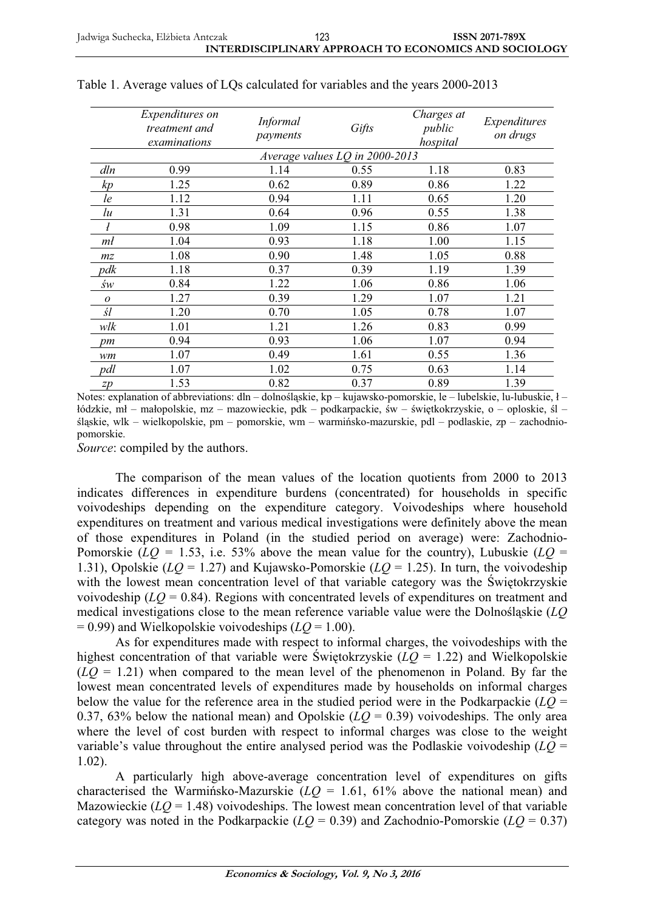Table 1. Average values of LQs calculated for variables and the years 2000-2013

| | *Expenditures on treatment and examinations* | *Informal payments* | *Gifts* | *Charges at public hospital* | *Expenditures on drugs* |
|---|---|---|---|---|---|
| | | | *Average values LQ in 2000-2013* | | |
| *dln* | 0.99 | 1.14 | 0.55 | 1.18 | 0.83 |
| *kp* | 1.25 | 0.62 | 0.89 | 0.86 | 1.22 |
| *le* | 1.12 | 0.94 | 1.11 | 0.65 | 1.20 |
| *lu* | 1.31 | 0.64 | 0.96 | 0.55 | 1.38 |
| *ł* | 0.98 | 1.09 | 1.15 | 0.86 | 1.07 |
| *mł* | 1.04 | 0.93 | 1.18 | 1.00 | 1.15 |
| *mz* | 1.08 | 0.90 | 1.48 | 1.05 | 0.88 |
| *pdk* | 1.18 | 0.37 | 0.39 | 1.19 | 1.39 |
| *św* | 0.84 | 1.22 | 1.06 | 0.86 | 1.06 |
| *o* | 1.27 | 0.39 | 1.29 | 1.07 | 1.21 |
| *śl* | 1.20 | 0.70 | 1.05 | 0.78 | 1.07 |
| *wlk* | 1.01 | 1.21 | 1.26 | 0.83 | 0.99 |
| *pm* | 0.94 | 0.93 | 1.06 | 1.07 | 0.94 |
| *wm* | 1.07 | 0.49 | 1.61 | 0.55 | 1.36 |
| *pdl* | 1.07 | 1.02 | 0.75 | 0.63 | 1.14 |
| *zp* | 1.53 | 0.82 | 0.37 | 0.89 | 1.39 |

Notes: explanation of abbreviations: dln – dolnośląskie, kp – kujawsko-pomorskie, le – lubelskie, lu-lubuskie, ł – łódzkie, mł – małopolskie, mz – mazowieckie, pdk – podkarpackie, św – świętkokrzyskie, o – oploskie, śl – śląskie, wlk – wielkopolskie, pm – pomorskie, wm – warmińsko-mazurskie, pdl – podlaskie, zp – zachodnio-pomorskie.

*Source*: compiled by the authors.

The comparison of the mean values of the location quotients from 2000 to 2013 indicates differences in expenditure burdens (concentrated) for households in specific voivodeships depending on the expenditure category. Voivodeships where household expenditures on treatment and various medical investigations were definitely above the mean of those expenditures in Poland (in the studied period on average) were: Zachodnio-Pomorskie (*LQ* = 1.53, i.e. 53% above the mean value for the country), Lubuskie (*LQ* = 1.31), Opolskie (*LQ* = 1.27) and Kujawsko-Pomorskie (*LQ* = 1.25). In turn, the voivodeship with the lowest mean concentration level of that variable category was the Świętokrzyskie voivodeship (*LQ* = 0.84). Regions with concentrated levels of expenditures on treatment and medical investigations close to the mean reference variable value were the Dolnośląskie (*LQ* = 0.99) and Wielkopolskie voivodeships (*LQ* = 1.00).

As for expenditures made with respect to informal charges, the voivodeships with the highest concentration of that variable were Świętokrzyskie (*LQ* = 1.22) and Wielkopolskie (*LQ* = 1.21) when compared to the mean level of the phenomenon in Poland. By far the lowest mean concentrated levels of expenditures made by households on informal charges below the value for the reference area in the studied period were in the Podkarpackie (*LQ* = 0.37, 63% below the national mean) and Opolskie (*LQ* = 0.39) voivodeships. The only area where the level of cost burden with respect to informal charges was close to the weight variable's value throughout the entire analysed period was the Podlaskie voivodeship (*LQ* = 1.02).

A particularly high above-average concentration level of expenditures on gifts characterised the Warmińsko-Mazurskie (*LQ* = 1.61, 61% above the national mean) and Mazowieckie (*LQ* = 1.48) voivodeships. The lowest mean concentration level of that variable category was noted in the Podkarpackie (*LQ* = 0.39) and Zachodnio-Pomorskie (*LQ* = 0.37)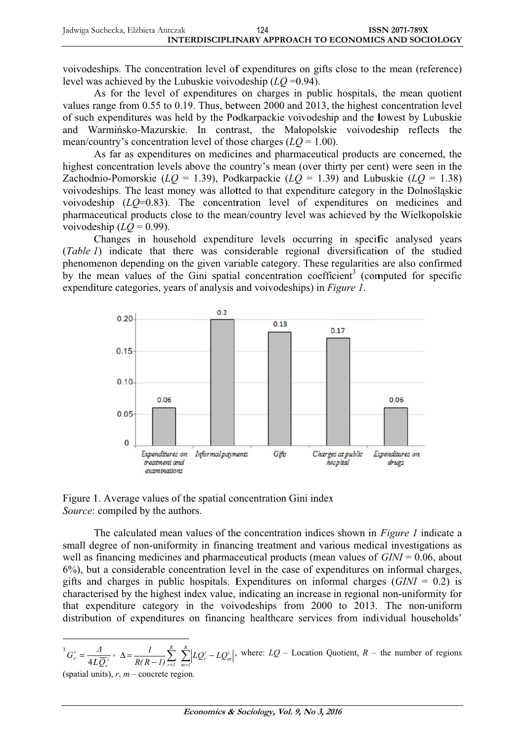voivodeships. The concentration level of expenditures on gifts close to the mean (reference) level was achieved by the Lubuskie voivodeship (*LQ* =0.94).

As for the level of expenditures on charges in public hospitals, the mean quotient values range from 0.55 to 0.19. Thus, between 2000 and 2013, the highest concentration level of such expenditures was held by the Podkarpackie voivodeship and the lowest by Lubuskie and Warmińsko-Mazurskie. In contrast, the Małopolskie voivodeship reflects the mean/country's concentration level of those charges (*LQ* = 1.00).

As far as expenditures on medicines and pharmaceutical products are concerned, the highest concentration levels above the country's mean (over thirty per cent) were seen in the Zachodnio-Pomorskie (*LQ* = 1.39), Podkarpackie (*LQ* = 1.39) and Lubuskie (*LQ* = 1.38) voivodeships. The least money was allotted to that expenditure category in the Dolnośląskie voivodeship (*LQ*=0.83). The concentration level of expenditures on medicines and pharmaceutical products close to the mean/country level was achieved by the Wielkopolskie voivodeship (*LQ* = 0.99).

Changes in household expenditure levels occurring in specific analysed years (*Table 1*) indicate that there was considerable regional diversification of the studied phenomenon depending on the given variable category. These regularities are also confirmed by the mean values of the Gini spatial concentration coefficient[3] (computed for specific expenditure categories, years of analysis and voivodeships) in *Figure 1*.

Figure 1. Average values of the spatial concentration Gini index
*Source*: compiled by the authors.

The calculated mean values of the concentration indices shown in *Figure 1* indicate a small degree of non-uniformity in financing treatment and various medical investigations as well as financing medicines and pharmaceutical products (mean values of *GINI* = 0.06, about 6%), but a considerable concentration level in the case of expenditures on informal charges, gifts and charges in public hospitals. Expenditures on informal charges (*GINI* = 0.2) is characterised by the highest index value, indicating an increase in regional non-uniformity for that expenditure category in the voivodeships from 2000 to 2013. The non-uniform distribution of expenditures on financing healthcare services from individual households'

---

[3] $G_r^i = \frac{\Delta}{4\overline{LQ}_r^i}$, $\Delta = \frac{1}{R(R-1)}\sum_{r=1}^{R}\sum_{m=1}^{R}\left|LQ_r^i - LQ_m^i\right|$, where: *LQ* – Location Quotient, *R* – the number of regions (spatial units), *r*, *m* – concrete region.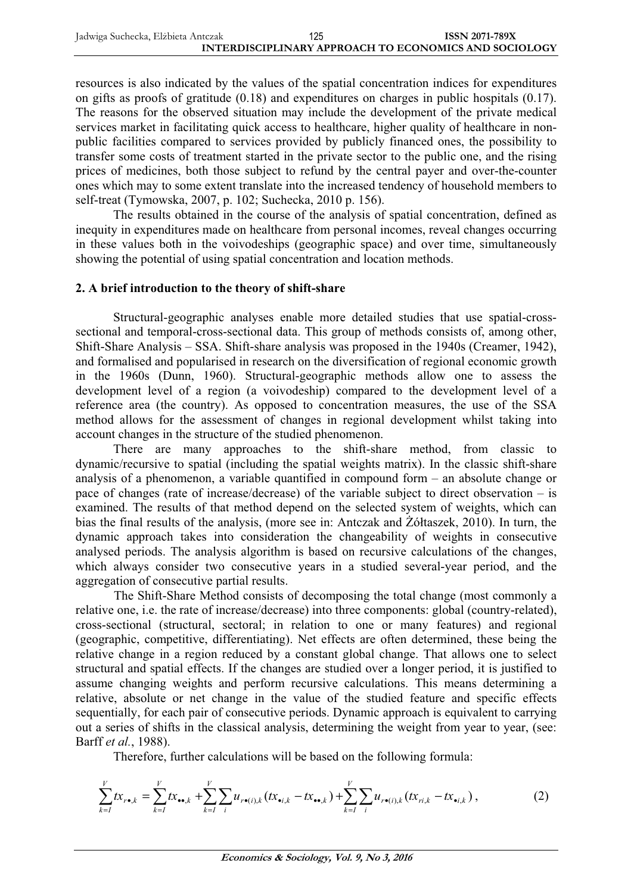resources is also indicated by the values of the spatial concentration indices for expenditures on gifts as proofs of gratitude (0.18) and expenditures on charges in public hospitals (0.17). The reasons for the observed situation may include the development of the private medical services market in facilitating quick access to healthcare, higher quality of healthcare in non-public facilities compared to services provided by publicly financed ones, the possibility to transfer some costs of treatment started in the private sector to the public one, and the rising prices of medicines, both those subject to refund by the central payer and over-the-counter ones which may to some extent translate into the increased tendency of household members to self-treat (Tymowska, 2007, p. 102; Suchecka, 2010 p. 156).

The results obtained in the course of the analysis of spatial concentration, defined as inequity in expenditures made on healthcare from personal incomes, reveal changes occurring in these values both in the voivodeships (geographic space) and over time, simultaneously showing the potential of using spatial concentration and location methods.

## 2. A brief introduction to the theory of shift-share

Structural-geographic analyses enable more detailed studies that use spatial-cross-sectional and temporal-cross-sectional data. This group of methods consists of, among other, Shift-Share Analysis – SSA. Shift-share analysis was proposed in the 1940s (Creamer, 1942), and formalised and popularised in research on the diversification of regional economic growth in the 1960s (Dunn, 1960). Structural-geographic methods allow one to assess the development level of a region (a voivodeship) compared to the development level of a reference area (the country). As opposed to concentration measures, the use of the SSA method allows for the assessment of changes in regional development whilst taking into account changes in the structure of the studied phenomenon.

There are many approaches to the shift-share method, from classic to dynamic/recursive to spatial (including the spatial weights matrix). In the classic shift-share analysis of a phenomenon, a variable quantified in compound form – an absolute change or pace of changes (rate of increase/decrease) of the variable subject to direct observation – is examined. The results of that method depend on the selected system of weights, which can bias the final results of the analysis, (more see in: Antczak and Żółtaszek, 2010). In turn, the dynamic approach takes into consideration the changeability of weights in consecutive analysed periods. The analysis algorithm is based on recursive calculations of the changes, which always consider two consecutive years in a studied several-year period, and the aggregation of consecutive partial results.

The Shift-Share Method consists of decomposing the total change (most commonly a relative one, i.e. the rate of increase/decrease) into three components: global (country-related), cross-sectional (structural, sectoral; in relation to one or many features) and regional (geographic, competitive, differentiating). Net effects are often determined, these being the relative change in a region reduced by a constant global change. That allows one to select structural and spatial effects. If the changes are studied over a longer period, it is justified to assume changing weights and perform recursive calculations. This means determining a relative, absolute or net change in the value of the studied feature and specific effects sequentially, for each pair of consecutive periods. Dynamic approach is equivalent to carrying out a series of shifts in the classical analysis, determining the weight from year to year, (see: Barff *et al.*, 1988).

Therefore, further calculations will be based on the following formula:

$$\sum_{k=1}^{V} tx_{r\bullet,k} = \sum_{k=1}^{V} tx_{\bullet\bullet,k} + \sum_{k=1}^{V}\sum_{i} u_{r\bullet(i),k}(tx_{\bullet i,k} - tx_{\bullet\bullet,k}) + \sum_{k=1}^{V}\sum_{i} u_{r\bullet(i),k}(tx_{ri,k} - tx_{\bullet i,k}), \tag{2}$$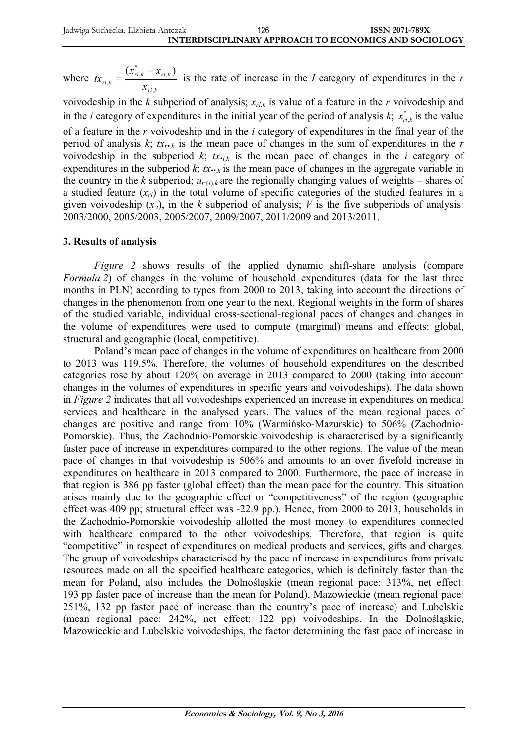where $tx_{ri,k} = \frac{(x^*_{ri,k} - x_{ri,k})}{x_{ri,k}}$ is the rate of increase in the *I* category of expenditures in the *r* voivodeship in the *k* subperiod of analysis; $x_{ri,k}$ is value of a feature in the *r* voivodeship and in the *i* category of expenditures in the initial year of the period of analysis *k*; $x^*_{ri,k}$ is the value of a feature in the *r* voivodeship and in the *i* category of expenditures in the final year of the period of analysis *k*; $tx_{r\bullet,k}$ is the mean pace of changes in the sum of expenditures in the *r* voivodeship in the subperiod *k*; $tx_{\bullet i,k}$ is the mean pace of changes in the *i* category of expenditures in the subperiod *k*; $tx_{\bullet\bullet,k}$ is the mean pace of changes in the aggregate variable in the country in the *k* subperiod; $u_{r\cdot(i),k}$ are the regionally changing values of weights – shares of a studied feature ($x_{ri}$) in the total volume of specific categories of the studied features in a given voivodeship ($x_{\cdot i}$), in the *k* subperiod of analysis; *V* is the five subperiods of analysis: 2003/2000, 2005/2003, 2005/2007, 2009/2007, 2011/2009 and 2013/2011.

## 3. Results of analysis

*Figure 2* shows results of the applied dynamic shift-share analysis (compare *Formula 2*) of changes in the volume of household expenditures (data for the last three months in PLN) according to types from 2000 to 2013, taking into account the directions of changes in the phenomenon from one year to the next. Regional weights in the form of shares of the studied variable, individual cross-sectional-regional paces of changes and changes in the volume of expenditures were used to compute (marginal) means and effects: global, structural and geographic (local, competitive).

Poland's mean pace of changes in the volume of expenditures on healthcare from 2000 to 2013 was 119.5%. Therefore, the volumes of household expenditures on the described categories rose by about 120% on average in 2013 compared to 2000 (taking into account changes in the volumes of expenditures in specific years and voivodeships). The data shown in *Figure 2* indicates that all voivodeships experienced an increase in expenditures on medical services and healthcare in the analysed years. The values of the mean regional paces of changes are positive and range from 10% (Warmińsko-Mazurskie) to 506% (Zachodnio-Pomorskie). Thus, the Zachodnio-Pomorskie voivodeship is characterised by a significantly faster pace of increase in expenditures compared to the other regions. The value of the mean pace of changes in that voivodeship is 506% and amounts to an over fivefold increase in expenditures on healthcare in 2013 compared to 2000. Furthermore, the pace of increase in that region is 386 pp faster (global effect) than the mean pace for the country. This situation arises mainly due to the geographic effect or "competitiveness" of the region (geographic effect was 409 pp; structural effect was -22.9 pp.). Hence, from 2000 to 2013, households in the Zachodnio-Pomorskie voivodeship allotted the most money to expenditures connected with healthcare compared to the other voivodeships. Therefore, that region is quite "competitive" in respect of expenditures on medical products and services, gifts and charges. The group of voivodeships characterised by the pace of increase in expenditures from private resources made on all the specified healthcare categories, which is definitely faster than the mean for Poland, also includes the Dolnośląskie (mean regional pace: 313%, net effect: 193 pp faster pace of increase than the mean for Poland), Mazowieckie (mean regional pace: 251%, 132 pp faster pace of increase than the country's pace of increase) and Lubelskie (mean regional pace: 242%, net effect: 122 pp) voivodeships. In the Dolnośląskie, Mazowieckie and Lubelskie voivodeships, the factor determining the fast pace of increase in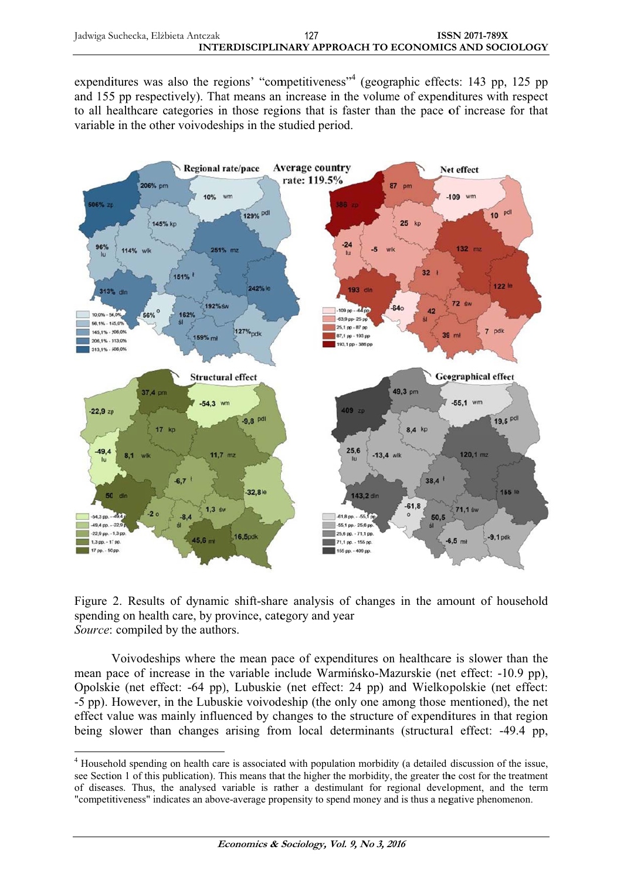expenditures was also the regions' "competitiveness"[4] (geographic effects: 143 pp, 125 pp and 155 pp respectively). That means an increase in the volume of expenditures with respect to all healthcare categories in those regions that is faster than the pace of increase for that variable in the other voivodeships in the studied period.

Figure 2. Results of dynamic shift-share analysis of changes in the amount of household spending on health care, by province, category and year
*Source*: compiled by the authors.

Voivodeships where the mean pace of expenditures on healthcare is slower than the mean pace of increase in the variable include Warmińsko-Mazurskie (net effect: -10.9 pp), Opolskie (net effect: -64 pp), Lubuskie (net effect: 24 pp) and Wielkopolskie (net effect: -5 pp). However, in the Lubuskie voivodeship (the only one among those mentioned), the net effect value was mainly influenced by changes to the structure of expenditures in that region being slower than changes arising from local determinants (structural effect: -49.4 pp,

---

[4] Household spending on health care is associated with population morbidity (a detailed discussion of the issue, see Section 1 of this publication). This means that the higher the morbidity, the greater the cost for the treatment of diseases. Thus, the analysed variable is rather a destimulant for regional development, and the term "competitiveness" indicates an above-average propensity to spend money and is thus a negative phenomenon.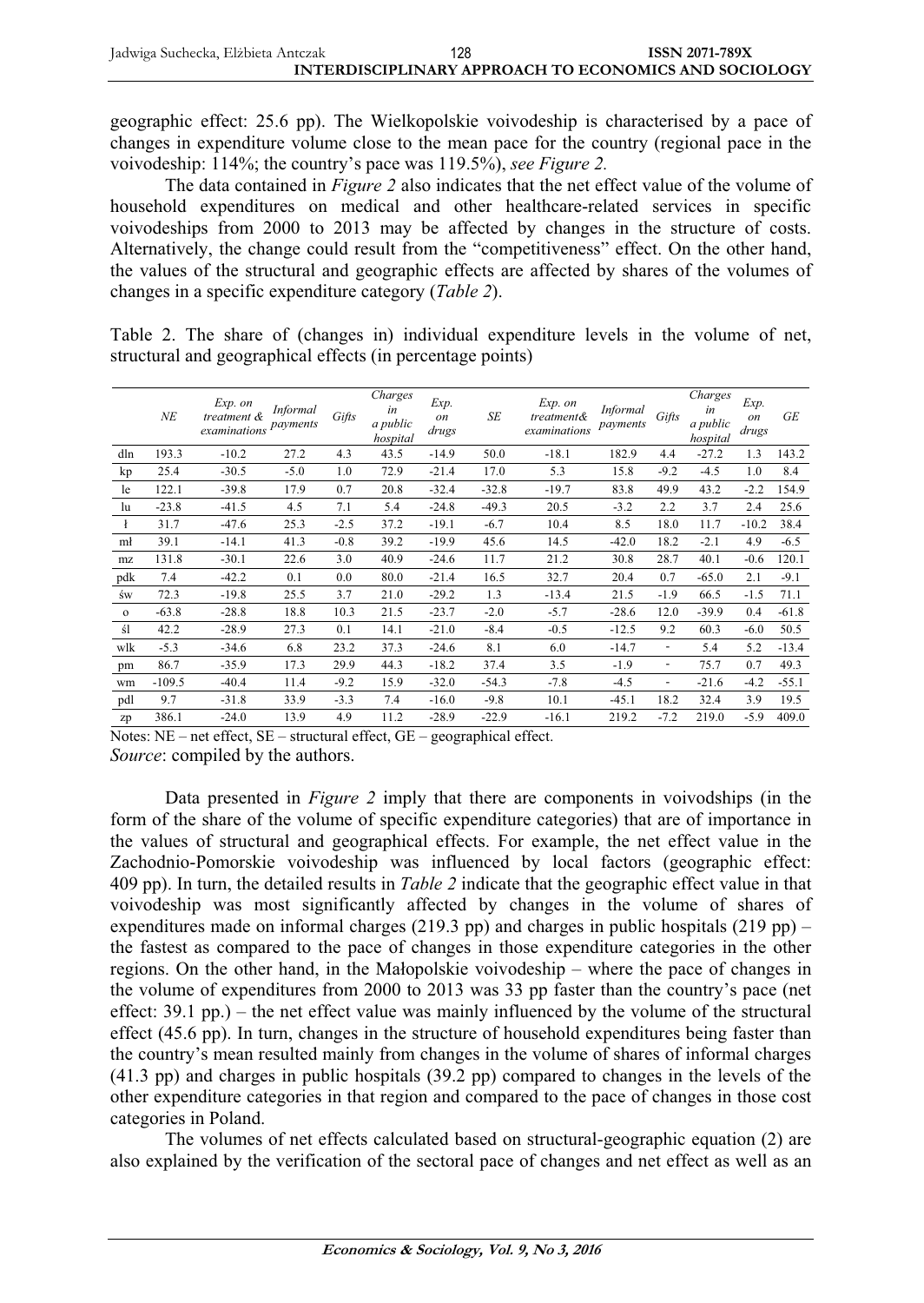geographic effect: 25.6 pp). The Wielkopolskie voivodeship is characterised by a pace of changes in expenditure volume close to the mean pace for the country (regional pace in the voivodeship: 114%; the country's pace was 119.5%), *see Figure 2.*

The data contained in *Figure 2* also indicates that the net effect value of the volume of household expenditures on medical and other healthcare-related services in specific voivodeships from 2000 to 2013 may be affected by changes in the structure of costs. Alternatively, the change could result from the "competitiveness" effect. On the other hand, the values of the structural and geographic effects are affected by shares of the volumes of changes in a specific expenditure category (*Table 2*).

Table 2. The share of (changes in) individual expenditure levels in the volume of net, structural and geographical effects (in percentage points)

| | *NE* | *Exp. on treatment & examinations* | *Informal payments* | *Gifts* | *Charges in a public hospital* | *Exp. on drugs* | *SE* | *Exp. on treatment& examinations* | *Informal payments* | *Gifts* | *Charges in a public hospital* | *Exp. on drugs* | *GE* |
|---|---|---|---|---|---|---|---|---|---|---|---|---|---|
| dln | 193.3 | -10.2 | 27.2 | 4.3 | 43.5 | -14.9 | 50.0 | -18.1 | 182.9 | 4.4 | -27.2 | 1.3 | 143.2 |
| kp | 25.4 | -30.5 | -5.0 | 1.0 | 72.9 | -21.4 | 17.0 | 5.3 | 15.8 | -9.2 | -4.5 | 1.0 | 8.4 |
| le | 122.1 | -39.8 | 17.9 | 0.7 | 20.8 | -32.4 | -32.8 | -19.7 | 83.8 | 49.9 | 43.2 | -2.2 | 154.9 |
| lu | -23.8 | -41.5 | 4.5 | 7.1 | 5.4 | -24.8 | -49.3 | 20.5 | -3.2 | 2.2 | 3.7 | 2.4 | 25.6 |
| ł | 31.7 | -47.6 | 25.3 | -2.5 | 37.2 | -19.1 | -6.7 | 10.4 | 8.5 | 18.0 | 11.7 | -10.2 | 38.4 |
| mł | 39.1 | -14.1 | 41.3 | -0.8 | 39.2 | -19.9 | 45.6 | 14.5 | -42.0 | 18.2 | -2.1 | 4.9 | -6.5 |
| mz | 131.8 | -30.1 | 22.6 | 3.0 | 40.9 | -24.6 | 11.7 | 21.2 | 30.8 | 28.7 | 40.1 | -0.6 | 120.1 |
| pdk | 7.4 | -42.2 | 0.1 | 0.0 | 80.0 | -21.4 | 16.5 | 32.7 | 20.4 | 0.7 | -65.0 | 2.1 | -9.1 |
| św | 72.3 | -19.8 | 25.5 | 3.7 | 21.0 | -29.2 | 1.3 | -13.4 | 21.5 | -1.9 | 66.5 | -1.5 | 71.1 |
| o | -63.8 | -28.8 | 18.8 | 10.3 | 21.5 | -23.7 | -2.0 | -5.7 | -28.6 | 12.0 | -39.9 | 0.4 | -61.8 |
| śl | 42.2 | -28.9 | 27.3 | 0.1 | 14.1 | -21.0 | -8.4 | -0.5 | -12.5 | 9.2 | 60.3 | -6.0 | 50.5 |
| wlk | -5.3 | -34.6 | 6.8 | 23.2 | 37.3 | -24.6 | 8.1 | 6.0 | -14.7 | - | 5.4 | 5.2 | -13.4 |
| pm | 86.7 | -35.9 | 17.3 | 29.9 | 44.3 | -18.2 | 37.4 | 3.5 | -1.9 | - | 75.7 | 0.7 | 49.3 |
| wm | -109.5 | -40.4 | 11.4 | -9.2 | 15.9 | -32.0 | -54.3 | -7.8 | -4.5 | - | -21.6 | -4.2 | -55.1 |
| pdl | 9.7 | -31.8 | 33.9 | -3.3 | 7.4 | -16.0 | -9.8 | 10.1 | -45.1 | 18.2 | 32.4 | 3.9 | 19.5 |
| zp | 386.1 | -24.0 | 13.9 | 4.9 | 11.2 | -28.9 | -22.9 | -16.1 | 219.2 | -7.2 | 219.0 | -5.9 | 409.0 |

Notes: NE – net effect, SE – structural effect, GE – geographical effect.
*Source*: compiled by the authors.

Data presented in *Figure 2* imply that there are components in voivodships (in the form of the share of the volume of specific expenditure categories) that are of importance in the values of structural and geographical effects. For example, the net effect value in the Zachodnio-Pomorskie voivodeship was influenced by local factors (geographic effect: 409 pp). In turn, the detailed results in *Table 2* indicate that the geographic effect value in that voivodeship was most significantly affected by changes in the volume of shares of expenditures made on informal charges (219.3 pp) and charges in public hospitals (219 pp) – the fastest as compared to the pace of changes in those expenditure categories in the other regions. On the other hand, in the Małopolskie voivodeship – where the pace of changes in the volume of expenditures from 2000 to 2013 was 33 pp faster than the country's pace (net effect: 39.1 pp.) – the net effect value was mainly influenced by the volume of the structural effect (45.6 pp). In turn, changes in the structure of household expenditures being faster than the country's mean resulted mainly from changes in the volume of shares of informal charges (41.3 pp) and charges in public hospitals (39.2 pp) compared to changes in the levels of the other expenditure categories in that region and compared to the pace of changes in those cost categories in Poland.

The volumes of net effects calculated based on structural-geographic equation (2) are also explained by the verification of the sectoral pace of changes and net effect as well as an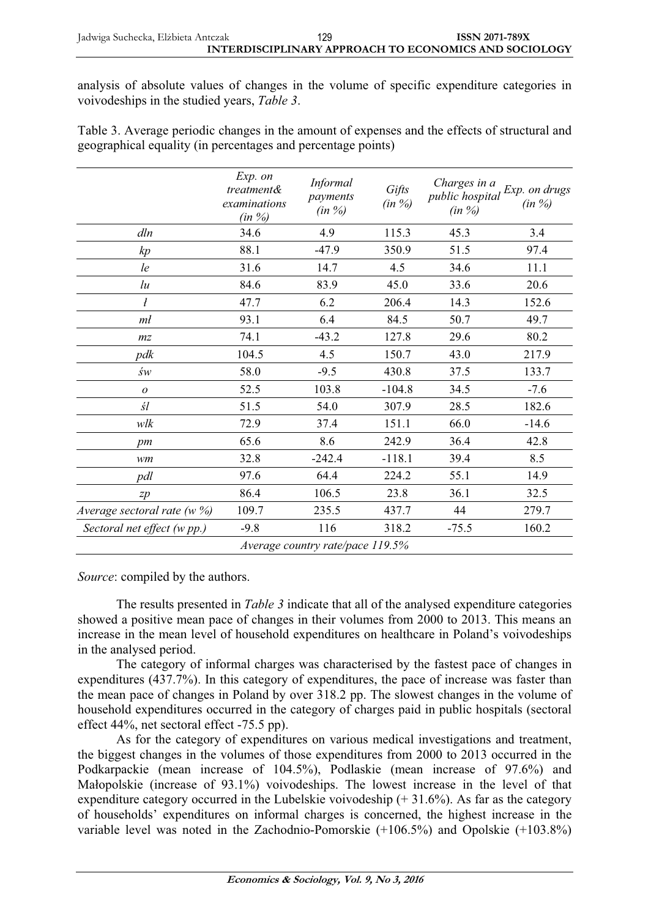analysis of absolute values of changes in the volume of specific expenditure categories in voivodeships in the studied years, *Table 3*.

Table 3. Average periodic changes in the amount of expenses and the effects of structural and geographical equality (in percentages and percentage points)

| | *Exp. on treatment& examinations (in %)* | *Informal payments (in %)* | *Gifts (in %)* | *Charges in a public hospital (in %)* | *Exp. on drugs (in %)* |
|---|---|---|---|---|---|
| *dln* | 34.6 | 4.9 | 115.3 | 45.3 | 3.4 |
| *kp* | 88.1 | -47.9 | 350.9 | 51.5 | 97.4 |
| *le* | 31.6 | 14.7 | 4.5 | 34.6 | 11.1 |
| *lu* | 84.6 | 83.9 | 45.0 | 33.6 | 20.6 |
| *ł* | 47.7 | 6.2 | 206.4 | 14.3 | 152.6 |
| *mł* | 93.1 | 6.4 | 84.5 | 50.7 | 49.7 |
| *mz* | 74.1 | -43.2 | 127.8 | 29.6 | 80.2 |
| *pdk* | 104.5 | 4.5 | 150.7 | 43.0 | 217.9 |
| *św* | 58.0 | -9.5 | 430.8 | 37.5 | 133.7 |
| *o* | 52.5 | 103.8 | -104.8 | 34.5 | -7.6 |
| *śl* | 51.5 | 54.0 | 307.9 | 28.5 | 182.6 |
| *wlk* | 72.9 | 37.4 | 151.1 | 66.0 | -14.6 |
| *pm* | 65.6 | 8.6 | 242.9 | 36.4 | 42.8 |
| *wm* | 32.8 | -242.4 | -118.1 | 39.4 | 8.5 |
| *pdl* | 97.6 | 64.4 | 224.2 | 55.1 | 14.9 |
| *zp* | 86.4 | 106.5 | 23.8 | 36.1 | 32.5 |
| *Average sectoral rate (w %)* | 109.7 | 235.5 | 437.7 | 44 | 279.7 |
| *Sectoral net effect (w pp.)* | -9.8 | 116 | 318.2 | -75.5 | 160.2 |
| *Average country rate/pace 119.5%* | | | | | |

*Source*: compiled by the authors.

The results presented in *Table 3* indicate that all of the analysed expenditure categories showed a positive mean pace of changes in their volumes from 2000 to 2013. This means an increase in the mean level of household expenditures on healthcare in Poland's voivodeships in the analysed period.

The category of informal charges was characterised by the fastest pace of changes in expenditures (437.7%). In this category of expenditures, the pace of increase was faster than the mean pace of changes in Poland by over 318.2 pp. The slowest changes in the volume of household expenditures occurred in the category of charges paid in public hospitals (sectoral effect 44%, net sectoral effect -75.5 pp).

As for the category of expenditures on various medical investigations and treatment, the biggest changes in the volumes of those expenditures from 2000 to 2013 occurred in the Podkarpackie (mean increase of 104.5%), Podlaskie (mean increase of 97.6%) and Małopolskie (increase of 93.1%) voivodeships. The lowest increase in the level of that expenditure category occurred in the Lubelskie voivodeship (+ 31.6%). As far as the category of households' expenditures on informal charges is concerned, the highest increase in the variable level was noted in the Zachodnio-Pomorskie (+106.5%) and Opolskie (+103.8%)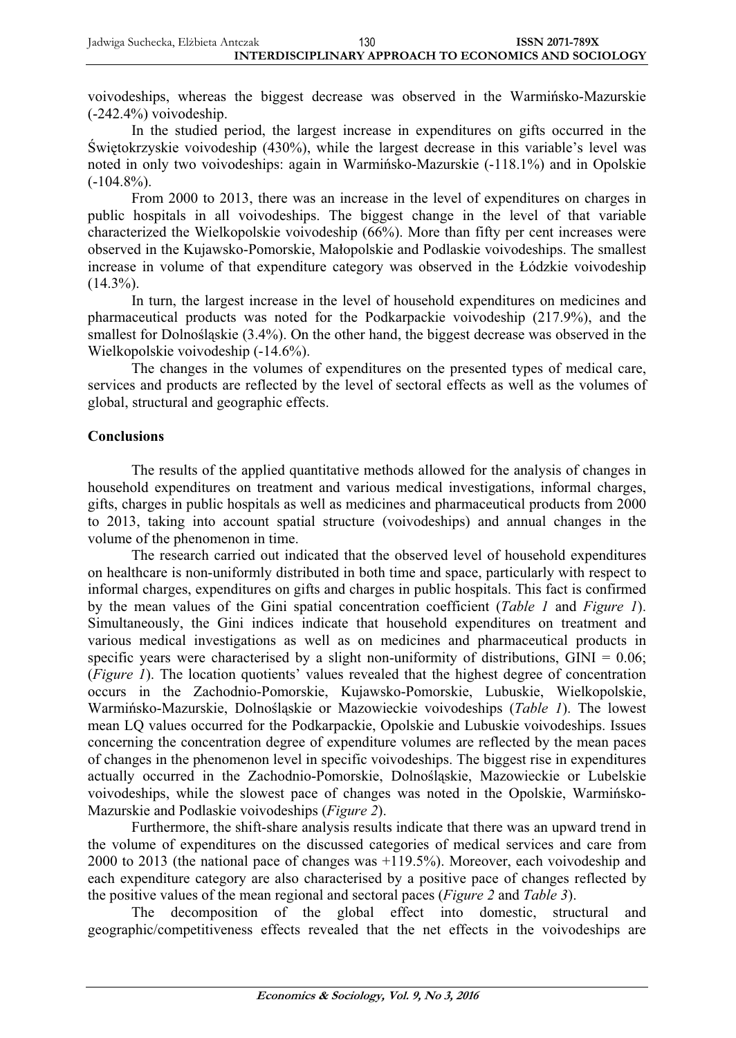voivodeships, whereas the biggest decrease was observed in the Warmińsko-Mazurskie (-242.4%) voivodeship.

In the studied period, the largest increase in expenditures on gifts occurred in the Świętokrzyskie voivodeship (430%), while the largest decrease in this variable's level was noted in only two voivodeships: again in Warmińsko-Mazurskie (-118.1%) and in Opolskie (-104.8%).

From 2000 to 2013, there was an increase in the level of expenditures on charges in public hospitals in all voivodeships. The biggest change in the level of that variable characterized the Wielkopolskie voivodeship (66%). More than fifty per cent increases were observed in the Kujawsko-Pomorskie, Małopolskie and Podlaskie voivodeships. The smallest increase in volume of that expenditure category was observed in the Łódzkie voivodeship (14.3%).

In turn, the largest increase in the level of household expenditures on medicines and pharmaceutical products was noted for the Podkarpackie voivodeship (217.9%), and the smallest for Dolnośląskie (3.4%). On the other hand, the biggest decrease was observed in the Wielkopolskie voivodeship (-14.6%).

The changes in the volumes of expenditures on the presented types of medical care, services and products are reflected by the level of sectoral effects as well as the volumes of global, structural and geographic effects.

## Conclusions

The results of the applied quantitative methods allowed for the analysis of changes in household expenditures on treatment and various medical investigations, informal charges, gifts, charges in public hospitals as well as medicines and pharmaceutical products from 2000 to 2013, taking into account spatial structure (voivodeships) and annual changes in the volume of the phenomenon in time.

The research carried out indicated that the observed level of household expenditures on healthcare is non-uniformly distributed in both time and space, particularly with respect to informal charges, expenditures on gifts and charges in public hospitals. This fact is confirmed by the mean values of the Gini spatial concentration coefficient (*Table 1* and *Figure 1*). Simultaneously, the Gini indices indicate that household expenditures on treatment and various medical investigations as well as on medicines and pharmaceutical products in specific years were characterised by a slight non-uniformity of distributions, GINI = 0.06; (*Figure 1*). The location quotients' values revealed that the highest degree of concentration occurs in the Zachodnio-Pomorskie, Kujawsko-Pomorskie, Lubuskie, Wielkopolskie, Warmińsko-Mazurskie, Dolnośląskie or Mazowieckie voivodeships (*Table 1*). The lowest mean LQ values occurred for the Podkarpackie, Opolskie and Lubuskie voivodeships. Issues concerning the concentration degree of expenditure volumes are reflected by the mean paces of changes in the phenomenon level in specific voivodeships. The biggest rise in expenditures actually occurred in the Zachodnio-Pomorskie, Dolnośląskie, Mazowieckie or Lubelskie voivodeships, while the slowest pace of changes was noted in the Opolskie, Warmińsko-Mazurskie and Podlaskie voivodeships (*Figure 2*).

Furthermore, the shift-share analysis results indicate that there was an upward trend in the volume of expenditures on the discussed categories of medical services and care from 2000 to 2013 (the national pace of changes was +119.5%). Moreover, each voivodeship and each expenditure category are also characterised by a positive pace of changes reflected by the positive values of the mean regional and sectoral paces (*Figure 2* and *Table 3*).

The decomposition of the global effect into domestic, structural and geographic/competitiveness effects revealed that the net effects in the voivodeships are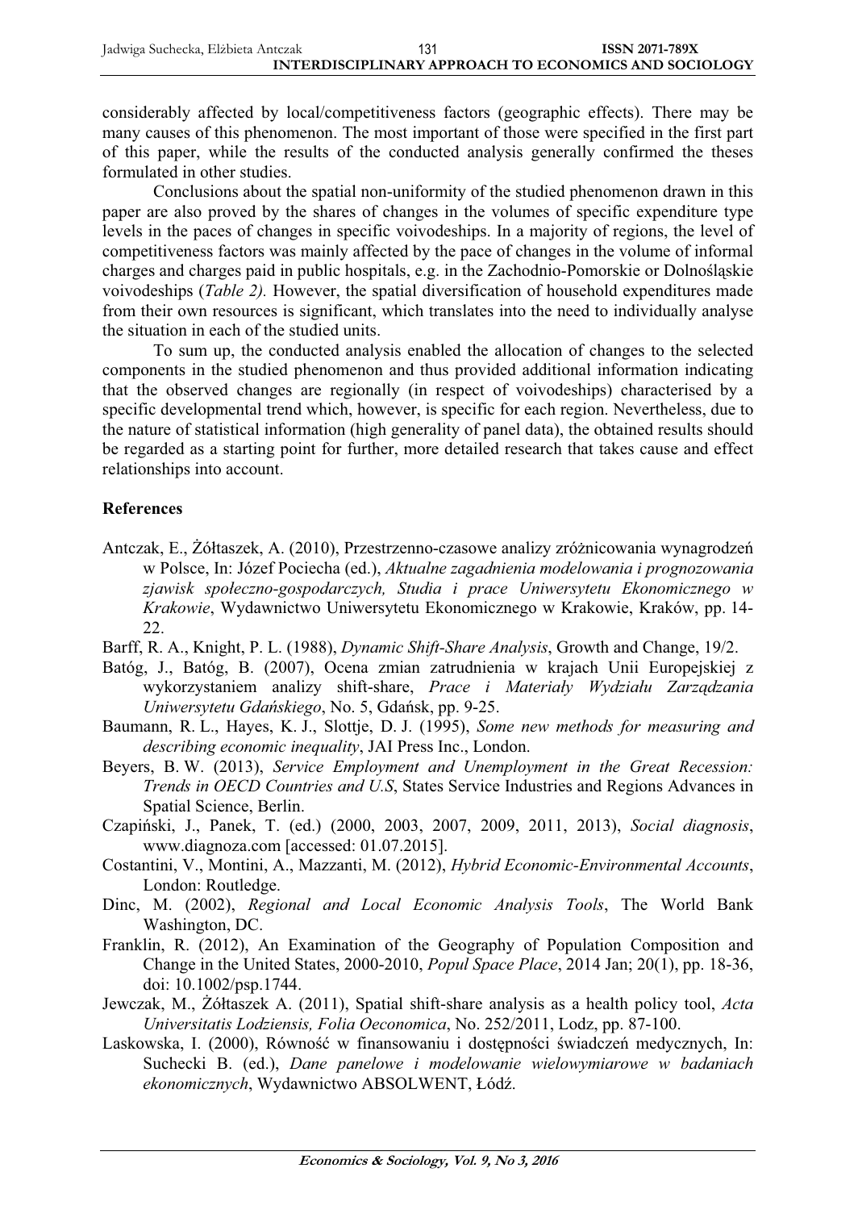considerably affected by local/competitiveness factors (geographic effects). There may be many causes of this phenomenon. The most important of those were specified in the first part of this paper, while the results of the conducted analysis generally confirmed the theses formulated in other studies.

Conclusions about the spatial non-uniformity of the studied phenomenon drawn in this paper are also proved by the shares of changes in the volumes of specific expenditure type levels in the paces of changes in specific voivodeships. In a majority of regions, the level of competitiveness factors was mainly affected by the pace of changes in the volume of informal charges and charges paid in public hospitals, e.g. in the Zachodnio-Pomorskie or Dolnośląskie voivodeships (*Table 2).* However, the spatial diversification of household expenditures made from their own resources is significant, which translates into the need to individually analyse the situation in each of the studied units.

To sum up, the conducted analysis enabled the allocation of changes to the selected components in the studied phenomenon and thus provided additional information indicating that the observed changes are regionally (in respect of voivodeships) characterised by a specific developmental trend which, however, is specific for each region. Nevertheless, due to the nature of statistical information (high generality of panel data), the obtained results should be regarded as a starting point for further, more detailed research that takes cause and effect relationships into account.

## References

Antczak, E., Żółtaszek, A. (2010), Przestrzenno-czasowe analizy zróżnicowania wynagrodzeń w Polsce, In: Józef Pociecha (ed.), *Aktualne zagadnienia modelowania i prognozowania zjawisk społeczno-gospodarczych, Studia i prace Uniwersytetu Ekonomicznego w Krakowie*, Wydawnictwo Uniwersytetu Ekonomicznego w Krakowie, Kraków, pp. 14-22.

Barff, R. A., Knight, P. L. (1988), *Dynamic Shift-Share Analysis*, Growth and Change, 19/2.

Batóg, J., Batóg, B. (2007), Ocena zmian zatrudnienia w krajach Unii Europejskiej z wykorzystaniem analizy shift-share, *Prace i Materiały Wydziału Zarządzania Uniwersytetu Gdańskiego*, No. 5, Gdańsk, pp. 9-25.

Baumann, R. L., Hayes, K. J., Slottje, D. J. (1995), *Some new methods for measuring and describing economic inequality*, JAI Press Inc., London.

Beyers, B. W. (2013), *Service Employment and Unemployment in the Great Recession: Trends in OECD Countries and U.S*, States Service Industries and Regions Advances in Spatial Science, Berlin.

Czapiński, J., Panek, T. (ed.) (2000, 2003, 2007, 2009, 2011, 2013), *Social diagnosis*, www.diagnoza.com [accessed: 01.07.2015].

Costantini, V., Montini, A., Mazzanti, M. (2012), *Hybrid Economic-Environmental Accounts*, London: Routledge.

Dinc, M. (2002), *Regional and Local Economic Analysis Tools*, The World Bank Washington, DC.

Franklin, R. (2012), An Examination of the Geography of Population Composition and Change in the United States, 2000-2010, *Popul Space Place*, 2014 Jan; 20(1), pp. 18-36, doi: 10.1002/psp.1744.

Jewczak, M., Żółtaszek A. (2011), Spatial shift-share analysis as a health policy tool, *Acta Universitatis Lodziensis, Folia Oeconomica*, No. 252/2011, Lodz, pp. 87-100.

Laskowska, I. (2000), Równość w finansowaniu i dostępności świadczeń medycznych, In: Suchecki B. (ed.), *Dane panelowe i modelowanie wielowymiarowe w badaniach ekonomicznych*, Wydawnictwo ABSOLWENT, Łódź.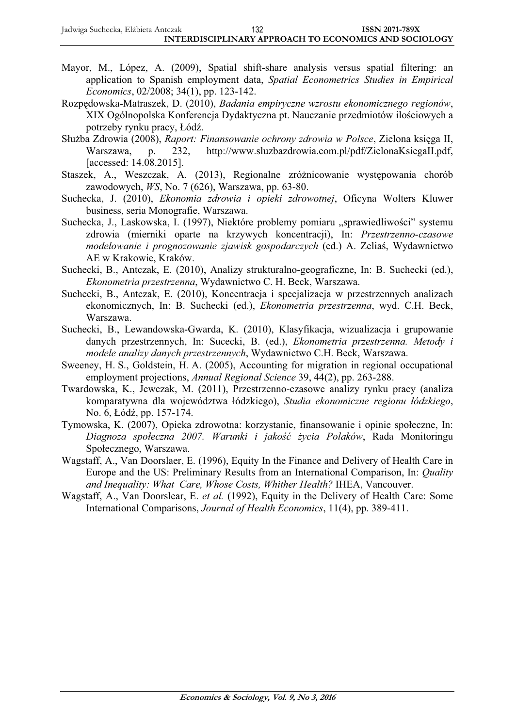Mayor, M., López, A. (2009), Spatial shift-share analysis versus spatial filtering: an application to Spanish employment data, *Spatial Econometrics Studies in Empirical Economics*, 02/2008; 34(1), pp. 123-142.

Rozpędowska-Matraszek, D. (2010), *Badania empiryczne wzrostu ekonomicznego regionów*, XIX Ogólnopolska Konferencja Dydaktyczna pt. Nauczanie przedmiotów ilościowych a potrzeby rynku pracy, Łódź.

Służba Zdrowia (2008), *Raport: Finansowanie ochrony zdrowia w Polsce*, Zielona księga II, Warszawa, p. 232, http://www.sluzbazdrowia.com.pl/pdf/ZielonaKsiegaII.pdf, [accessed: 14.08.2015].

Staszek, A., Weszczak, A. (2013), Regionalne zróżnicowanie występowania chorób zawodowych, *WS*, No. 7 (626), Warszawa, pp. 63-80.

Suchecka, J. (2010), *Ekonomia zdrowia i opieki zdrowotnej*, Oficyna Wolters Kluwer business, seria Monografie, Warszawa.

Suchecka, J., Laskowska, I. (1997), Niektóre problemy pomiaru „sprawiedliwości" systemu zdrowia (mierniki oparte na krzywych koncentracji), In: *Przestrzenno-czasowe modelowanie i prognozowanie zjawisk gospodarczych* (ed.) A. Zeliaś, Wydawnictwo AE w Krakowie, Kraków.

Suchecki, B., Antczak, E. (2010), Analizy strukturalno-geograficzne, In: B. Suchecki (ed.), *Ekonometria przestrzenna*, Wydawnictwo C. H. Beck, Warszawa.

Suchecki, B., Antczak, E. (2010), Koncentracja i specjalizacja w przestrzennych analizach ekonomicznych, In: B. Suchecki (ed.), *Ekonometria przestrzenna*, wyd. C.H. Beck, Warszawa.

Suchecki, B., Lewandowska-Gwarda, K. (2010), Klasyfikacja, wizualizacja i grupowanie danych przestrzennych, In: Sucecki, B. (ed.), *Ekonometria przestrzenna. Metody i modele analizy danych przestrzennych*, Wydawnictwo C.H. Beck, Warszawa.

Sweeney, H. S., Goldstein, H. A. (2005), Accounting for migration in regional occupational employment projections, *Annual Regional Science* 39, 44(2), pp. 263-288.

Twardowska, K., Jewczak, M. (2011), Przestrzenno-czasowe analizy rynku pracy (analiza komparatywna dla województwa łódzkiego), *Studia ekonomiczne regionu łódzkiego*, No. 6, Łódź, pp. 157-174.

Tymowska, K. (2007), Opieka zdrowotna: korzystanie, finansowanie i opinie społeczne, In: *Diagnoza społeczna 2007. Warunki i jakość życia Polaków*, Rada Monitoringu Społecznego, Warszawa.

Wagstaff, A., Van Doorslaer, E. (1996), Equity In the Finance and Delivery of Health Care in Europe and the US: Preliminary Results from an International Comparison, In: *Quality and Inequality: What Care, Whose Costs, Whither Health?* IHEA, Vancouver.

Wagstaff, A., Van Doorslear, E. *et al.* (1992), Equity in the Delivery of Health Care: Some International Comparisons, *Journal of Health Economics*, 11(4), pp. 389-411.